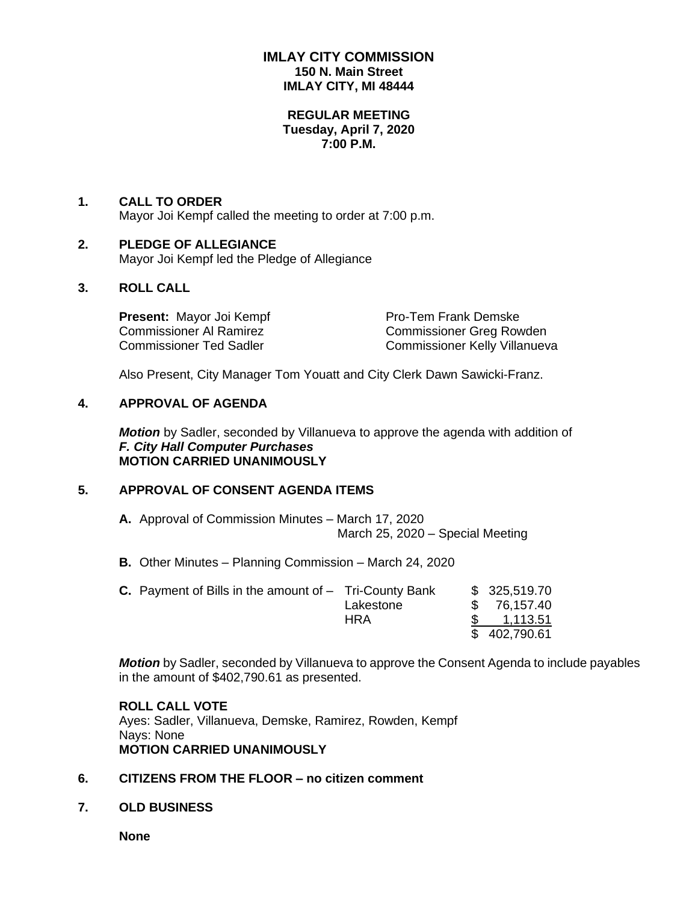# IMLAY CITY COMMISSION

**150 N. Main Street**
**IMLAY CITY, MI 48444**

**REGULAR MEETING**
**Tuesday, April 7, 2020**
**7:00 P.M.**

## 1. CALL TO ORDER

Mayor Joi Kempf called the meeting to order at 7:00 p.m.

## 2. PLEDGE OF ALLEGIANCE

Mayor Joi Kempf led the Pledge of Allegiance

## 3. ROLL CALL

**Present:** Mayor Joi Kempf
Pro-Tem Frank Demske
Commissioner Al Ramirez
Commissioner Greg Rowden
Commissioner Ted Sadler
Commissioner Kelly Villanueva

Also Present, City Manager Tom Youatt and City Clerk Dawn Sawicki-Franz.

## 4. APPROVAL OF AGENDA

***Motion*** by Sadler, seconded by Villanueva to approve the agenda with addition of
***F. City Hall Computer Purchases***
**MOTION CARRIED UNANIMOUSLY**

## 5. APPROVAL OF CONSENT AGENDA ITEMS

**A.** Approval of Commission Minutes – March 17, 2020
March 25, 2020 – Special Meeting

**B.** Other Minutes – Planning Commission – March 24, 2020

**C.** Payment of Bills in the amount of –

| | |
|---|---|
| Tri-County Bank | $ 325,519.70 |
| Lakestone | $ 76,157.40 |
| HRA | $ 1,113.51 |
| | $ 402,790.61 |

***Motion*** by Sadler, seconded by Villanueva to approve the Consent Agenda to include payables in the amount of $402,790.61 as presented.

**ROLL CALL VOTE**
Ayes: Sadler, Villanueva, Demske, Ramirez, Rowden, Kempf
Nays: None
**MOTION CARRIED UNANIMOUSLY**

## 6. CITIZENS FROM THE FLOOR – no citizen comment

## 7. OLD BUSINESS

**None**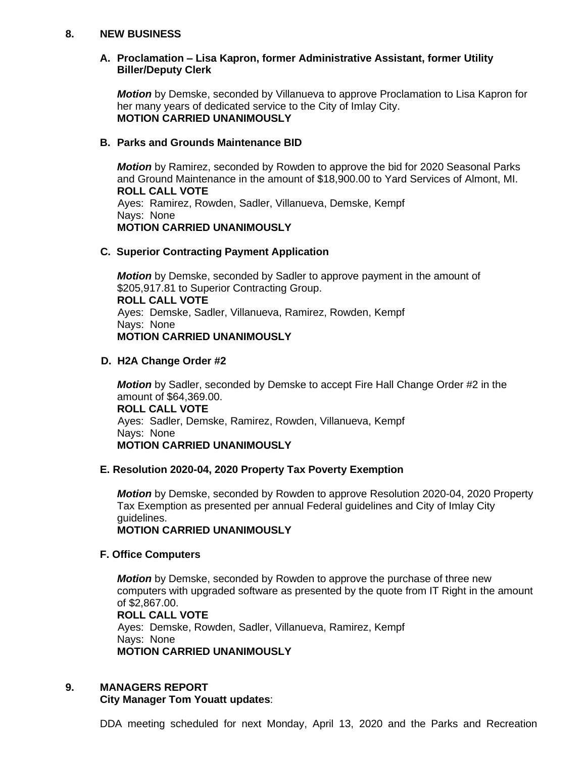## 8. NEW BUSINESS

### A. Proclamation – Lisa Kapron, former Administrative Assistant, former Utility Biller/Deputy Clerk

***Motion*** by Demske, seconded by Villanueva to approve Proclamation to Lisa Kapron for her many years of dedicated service to the City of Imlay City.
**MOTION CARRIED UNANIMOUSLY**

### B. Parks and Grounds Maintenance BID

***Motion*** by Ramirez, seconded by Rowden to approve the bid for 2020 Seasonal Parks and Ground Maintenance in the amount of $18,900.00 to Yard Services of Almont, MI.
**ROLL CALL VOTE**
Ayes: Ramirez, Rowden, Sadler, Villanueva, Demske, Kempf
Nays: None
**MOTION CARRIED UNANIMOUSLY**

### C. Superior Contracting Payment Application

***Motion*** by Demske, seconded by Sadler to approve payment in the amount of $205,917.81 to Superior Contracting Group.
**ROLL CALL VOTE**
Ayes: Demske, Sadler, Villanueva, Ramirez, Rowden, Kempf
Nays: None
**MOTION CARRIED UNANIMOUSLY**

### D. H2A Change Order #2

***Motion*** by Sadler, seconded by Demske to accept Fire Hall Change Order #2 in the amount of $64,369.00.
**ROLL CALL VOTE**
Ayes: Sadler, Demske, Ramirez, Rowden, Villanueva, Kempf
Nays: None
**MOTION CARRIED UNANIMOUSLY**

### E. Resolution 2020-04, 2020 Property Tax Poverty Exemption

***Motion*** by Demske, seconded by Rowden to approve Resolution 2020-04, 2020 Property Tax Exemption as presented per annual Federal guidelines and City of Imlay City guidelines.
**MOTION CARRIED UNANIMOUSLY**

### F. Office Computers

***Motion*** by Demske, seconded by Rowden to approve the purchase of three new computers with upgraded software as presented by the quote from IT Right in the amount of $2,867.00.
**ROLL CALL VOTE**
Ayes: Demske, Rowden, Sadler, Villanueva, Ramirez, Kempf
Nays: None
**MOTION CARRIED UNANIMOUSLY**

## 9. MANAGERS REPORT

**City Manager Tom Youatt updates**:

DDA meeting scheduled for next Monday, April 13, 2020 and the Parks and Recreation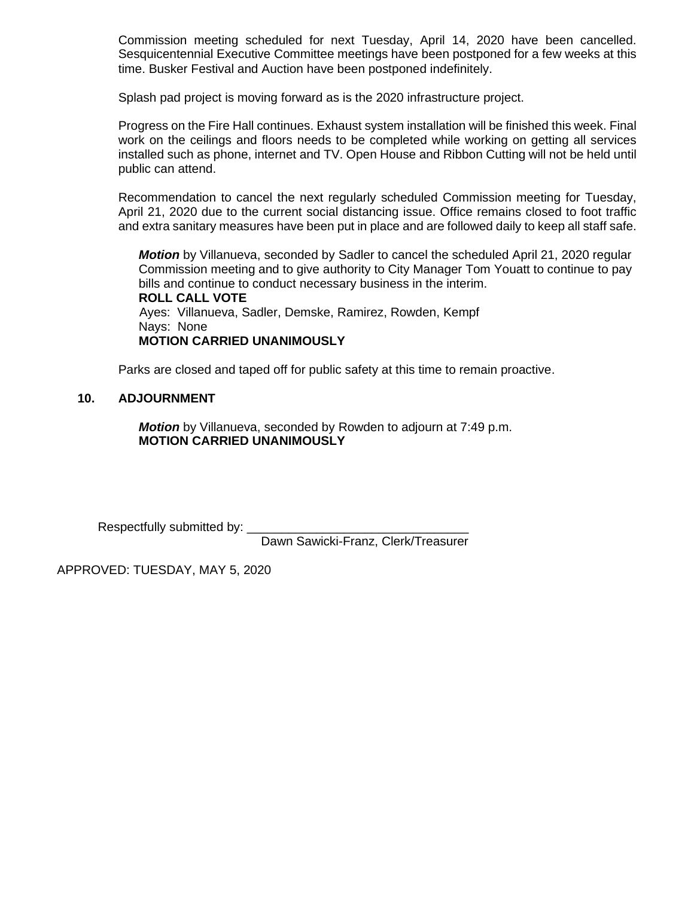Commission meeting scheduled for next Tuesday, April 14, 2020 have been cancelled. Sesquicentennial Executive Committee meetings have been postponed for a few weeks at this time. Busker Festival and Auction have been postponed indefinitely.

Splash pad project is moving forward as is the 2020 infrastructure project.

Progress on the Fire Hall continues. Exhaust system installation will be finished this week. Final work on the ceilings and floors needs to be completed while working on getting all services installed such as phone, internet and TV. Open House and Ribbon Cutting will not be held until public can attend.

Recommendation to cancel the next regularly scheduled Commission meeting for Tuesday, April 21, 2020 due to the current social distancing issue. Office remains closed to foot traffic and extra sanitary measures have been put in place and are followed daily to keep all staff safe.

> ***Motion*** by Villanueva, seconded by Sadler to cancel the scheduled April 21, 2020 regular Commission meeting and to give authority to City Manager Tom Youatt to continue to pay bills and continue to conduct necessary business in the interim.
> **ROLL CALL VOTE**
> Ayes: Villanueva, Sadler, Demske, Ramirez, Rowden, Kempf
> Nays: None
> **MOTION CARRIED UNANIMOUSLY**

Parks are closed and taped off for public safety at this time to remain proactive.

## 10. ADJOURNMENT

> ***Motion*** by Villanueva, seconded by Rowden to adjourn at 7:49 p.m.
> **MOTION CARRIED UNANIMOUSLY**

Respectfully submitted by: _______________________________
Dawn Sawicki-Franz, Clerk/Treasurer

APPROVED: TUESDAY, MAY 5, 2020